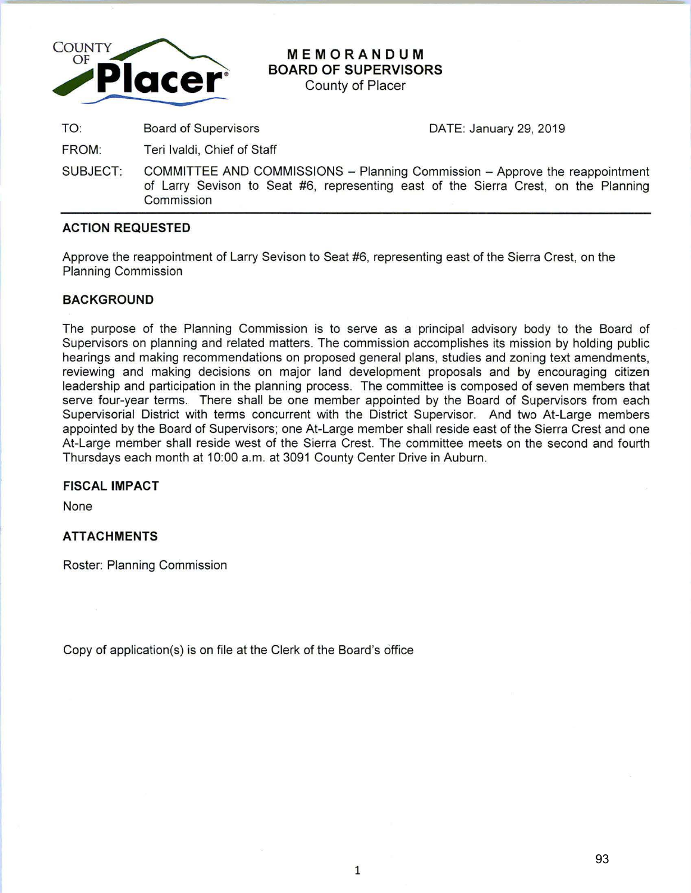COUNTY OF Placer

# MEMORANDUM
## BOARD OF SUPERVISORS
County of Placer

| | | |
|---|---|---|
| TO: | Board of Supervisors | DATE: January 29, 2019 |
| FROM: | Teri Ivaldi, Chief of Staff | |
| SUBJECT: | COMMITTEE AND COMMISSIONS – Planning Commission – Approve the reappointment of Larry Sevison to Seat #6, representing east of the Sierra Crest, on the Planning Commission | |

---

### ACTION REQUESTED

Approve the reappointment of Larry Sevison to Seat #6, representing east of the Sierra Crest, on the Planning Commission

### BACKGROUND

The purpose of the Planning Commission is to serve as a principal advisory body to the Board of Supervisors on planning and related matters. The commission accomplishes its mission by holding public hearings and making recommendations on proposed general plans, studies and zoning text amendments, reviewing and making decisions on major land development proposals and by encouraging citizen leadership and participation in the planning process. The committee is composed of seven members that serve four-year terms. There shall be one member appointed by the Board of Supervisors from each Supervisorial District with terms concurrent with the District Supervisor. And two At-Large members appointed by the Board of Supervisors; one At-Large member shall reside east of the Sierra Crest and one At-Large member shall reside west of the Sierra Crest. The committee meets on the second and fourth Thursdays each month at 10:00 a.m. at 3091 County Center Drive in Auburn.

### FISCAL IMPACT

None

### ATTACHMENTS

Roster: Planning Commission

Copy of application(s) is on file at the Clerk of the Board's office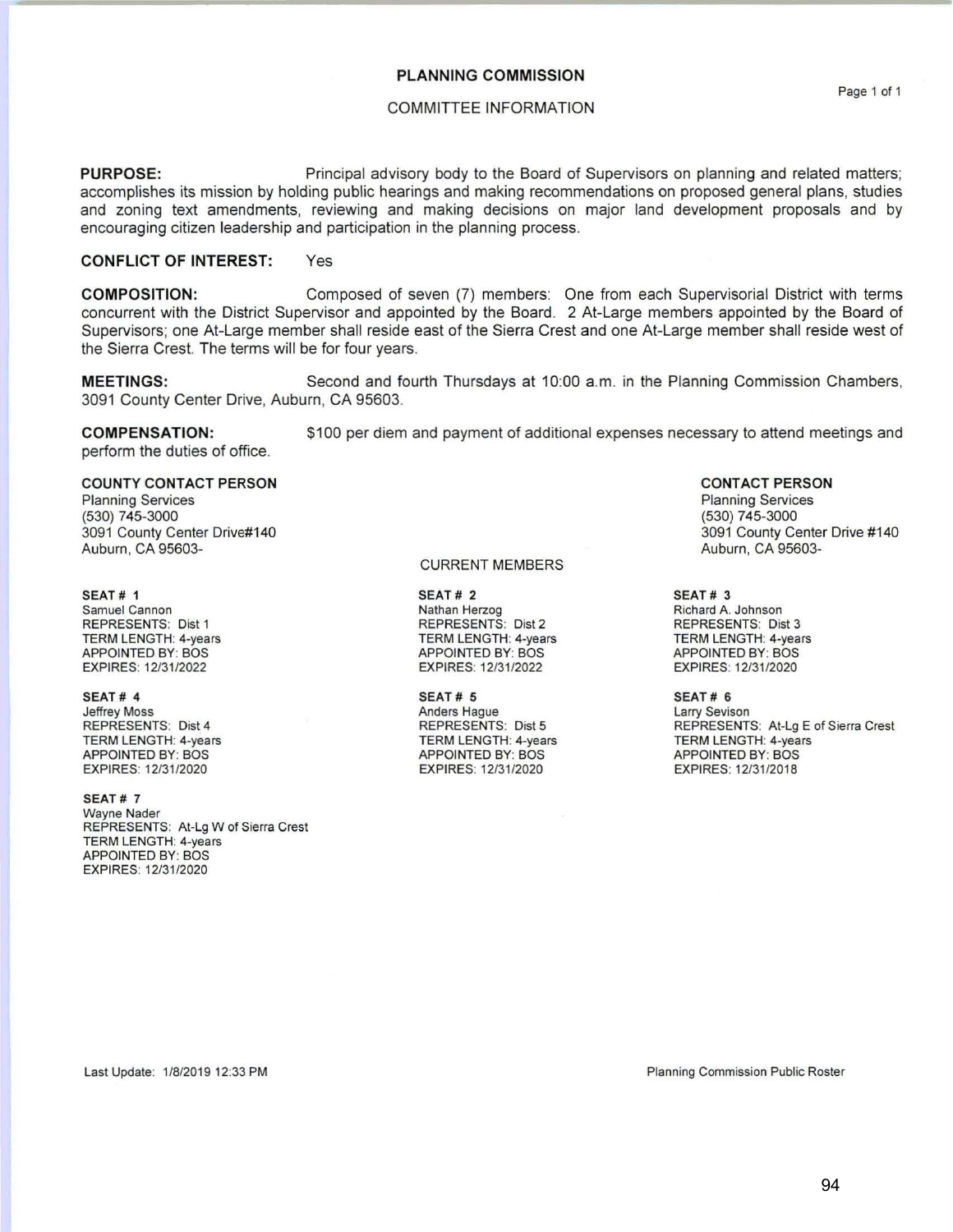# PLANNING COMMISSION

## COMMITTEE INFORMATION

**PURPOSE:** Principal advisory body to the Board of Supervisors on planning and related matters; accomplishes its mission by holding public hearings and making recommendations on proposed general plans, studies and zoning text amendments, reviewing and making decisions on major land development proposals and by encouraging citizen leadership and participation in the planning process.

**CONFLICT OF INTEREST:** Yes

**COMPOSITION:** Composed of seven (7) members: One from each Supervisorial District with terms concurrent with the District Supervisor and appointed by the Board. 2 At-Large members appointed by the Board of Supervisors; one At-Large member shall reside east of the Sierra Crest and one At-Large member shall reside west of the Sierra Crest. The terms will be for four years.

**MEETINGS:** Second and fourth Thursdays at 10:00 a.m. in the Planning Commission Chambers, 3091 County Center Drive, Auburn, CA 95603.

**COMPENSATION:** $100 per diem and payment of additional expenses necessary to attend meetings and perform the duties of office.

**COUNTY CONTACT PERSON**
Planning Services
(530) 745-3000
3091 County Center Drive#140
Auburn, CA 95603-

**CONTACT PERSON**
Planning Services
(530) 745-3000
3091 County Center Drive #140
Auburn, CA 95603-

### CURRENT MEMBERS

**SEAT # 1**
Samuel Cannon
REPRESENTS: Dist 1
TERM LENGTH: 4-years
APPOINTED BY: BOS
EXPIRES: 12/31/2022

**SEAT # 2**
Nathan Herzog
REPRESENTS: Dist 2
TERM LENGTH: 4-years
APPOINTED BY: BOS
EXPIRES: 12/31/2022

**SEAT # 3**
Richard A. Johnson
REPRESENTS: Dist 3
TERM LENGTH: 4-years
APPOINTED BY: BOS
EXPIRES: 12/31/2020

**SEAT # 4**
Jeffrey Moss
REPRESENTS: Dist 4
TERM LENGTH: 4-years
APPOINTED BY: BOS
EXPIRES: 12/31/2020

**SEAT # 5**
Anders Hague
REPRESENTS: Dist 5
TERM LENGTH: 4-years
APPOINTED BY: BOS
EXPIRES: 12/31/2020

**SEAT # 6**
Larry Sevison
REPRESENTS: At-Lg E of Sierra Crest
TERM LENGTH: 4-years
APPOINTED BY: BOS
EXPIRES: 12/31/2018

**SEAT # 7**
Wayne Nader
REPRESENTS: At-Lg W of Sierra Crest
TERM LENGTH: 4-years
APPOINTED BY: BOS
EXPIRES: 12/31/2020

Last Update: 1/8/2019 12:33 PM

Planning Commission Public Roster